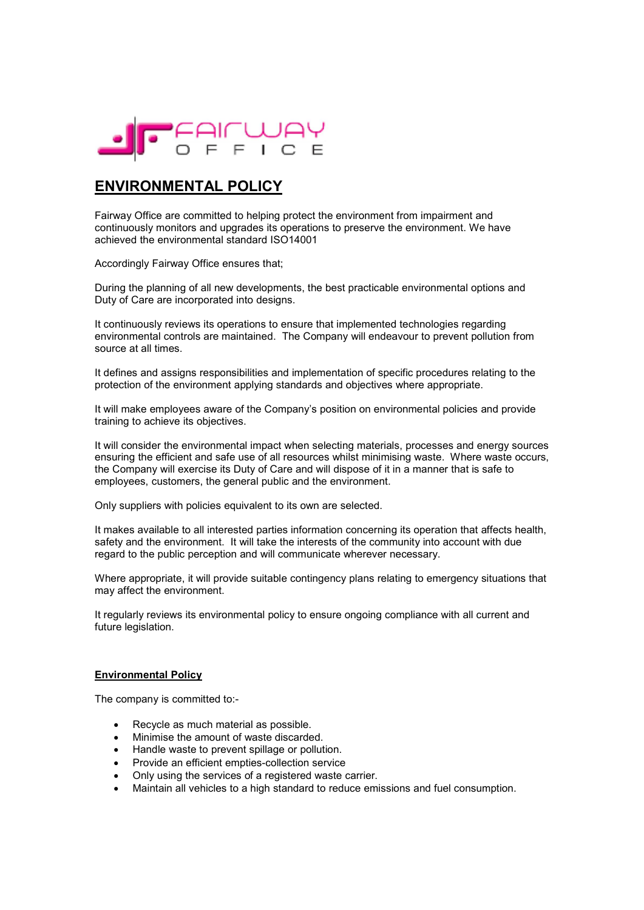# ENVIRONMENTAL POLICY

Fairway Office are committed to helping protect the environment from impairment and continuously monitors and upgrades its operations to preserve the environment. We have achieved the environmental standard ISO14001

Accordingly Fairway Office ensures that;

During the planning of all new developments, the best practicable environmental options and Duty of Care are incorporated into designs.

It continuously reviews its operations to ensure that implemented technologies regarding environmental controls are maintained. The Company will endeavour to prevent pollution from source at all times.

It defines and assigns responsibilities and implementation of specific procedures relating to the protection of the environment applying standards and objectives where appropriate.

It will make employees aware of the Company's position on environmental policies and provide training to achieve its objectives.

It will consider the environmental impact when selecting materials, processes and energy sources ensuring the efficient and safe use of all resources whilst minimising waste. Where waste occurs, the Company will exercise its Duty of Care and will dispose of it in a manner that is safe to employees, customers, the general public and the environment.

Only suppliers with policies equivalent to its own are selected.

It makes available to all interested parties information concerning its operation that affects health, safety and the environment. It will take the interests of the community into account with due regard to the public perception and will communicate wherever necessary.

Where appropriate, it will provide suitable contingency plans relating to emergency situations that may affect the environment.

It regularly reviews its environmental policy to ensure ongoing compliance with all current and future legislation.

## Environmental Policy

The company is committed to:-

- Recycle as much material as possible.
- Minimise the amount of waste discarded.
- Handle waste to prevent spillage or pollution.
- Provide an efficient empties-collection service
- Only using the services of a registered waste carrier.
- Maintain all vehicles to a high standard to reduce emissions and fuel consumption.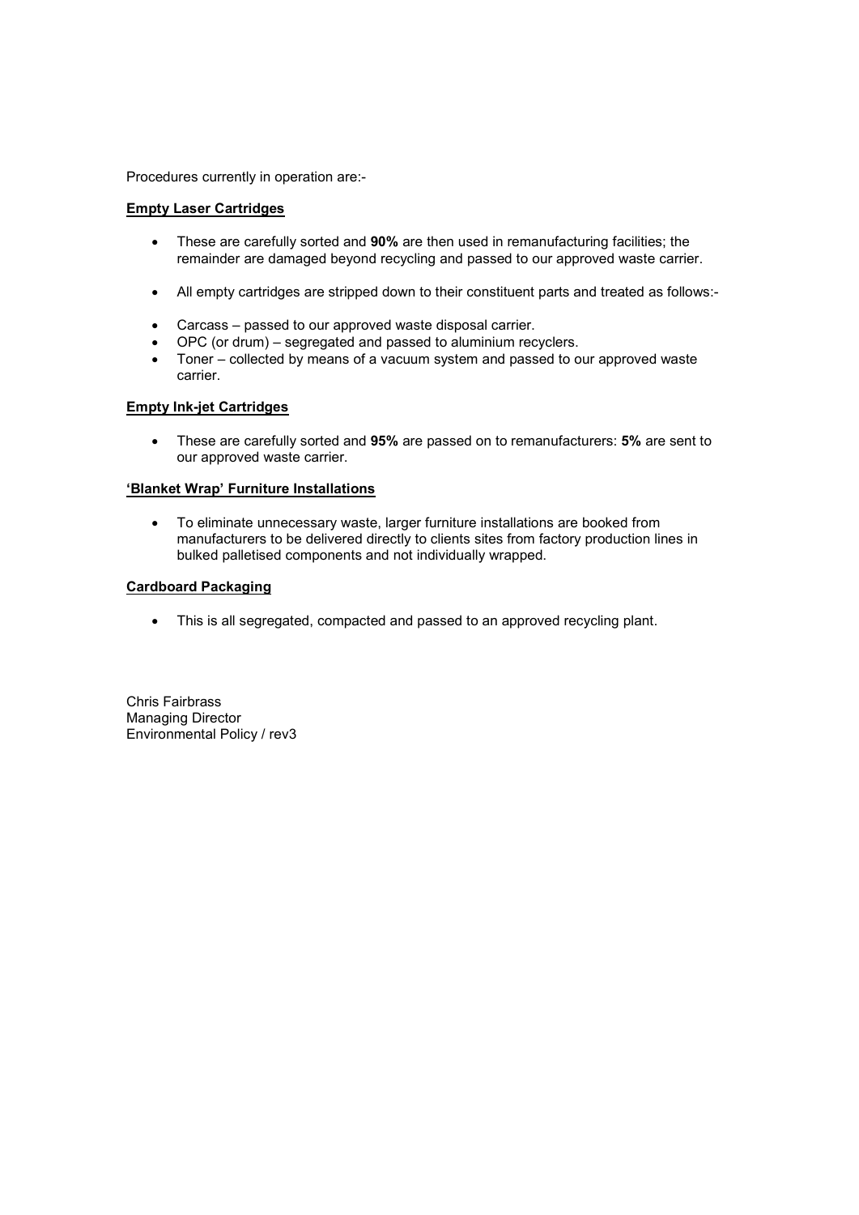Procedures currently in operation are:-

**Empty Laser Cartridges**

- These are carefully sorted and **90%** are then used in remanufacturing facilities; the remainder are damaged beyond recycling and passed to our approved waste carrier.

- All empty cartridges are stripped down to their constituent parts and treated as follows:-

- Carcass – passed to our approved waste disposal carrier.
- OPC (or drum) – segregated and passed to aluminium recyclers.
- Toner – collected by means of a vacuum system and passed to our approved waste carrier.

**Empty Ink-jet Cartridges**

- These are carefully sorted and **95%** are passed on to remanufacturers: **5%** are sent to our approved waste carrier.

**'Blanket Wrap' Furniture Installations**

- To eliminate unnecessary waste, larger furniture installations are booked from manufacturers to be delivered directly to clients sites from factory production lines in bulked palletised components and not individually wrapped.

**Cardboard Packaging**

- This is all segregated, compacted and passed to an approved recycling plant.

Chris Fairbrass
Managing Director
Environmental Policy / rev3